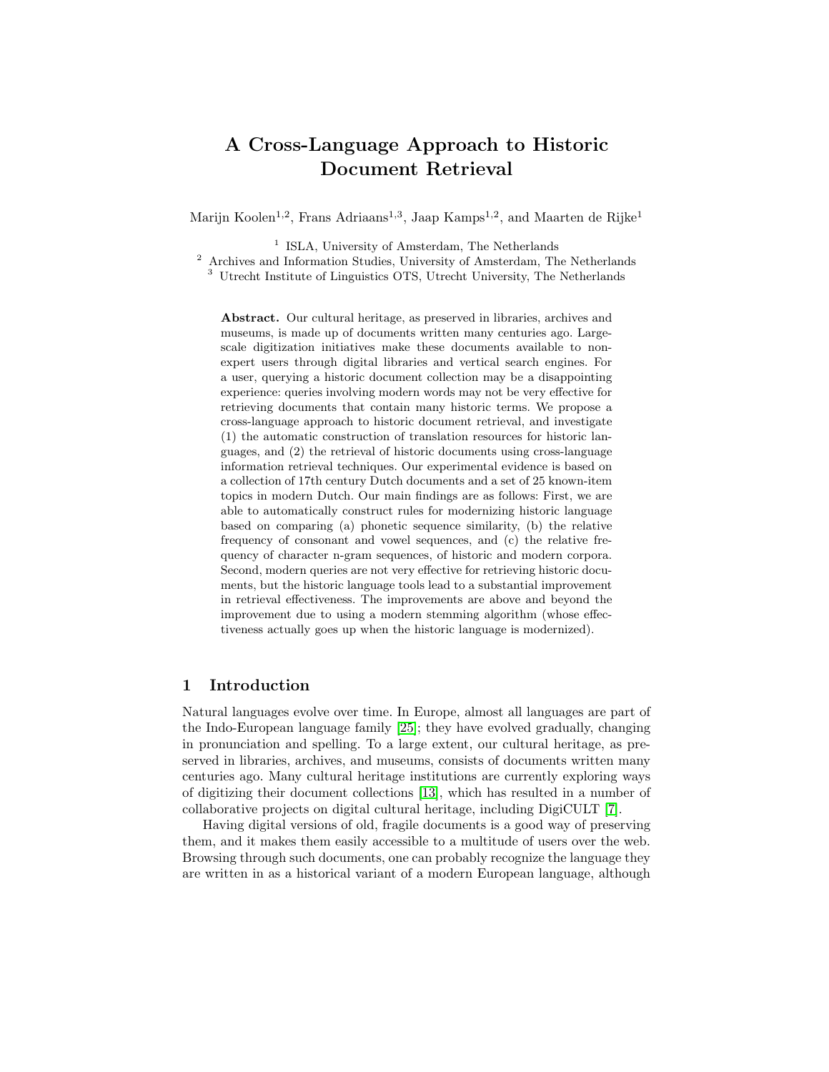# A Cross-Language Approach to Historic Document Retrieval

Marijn Koolen[1,2], Frans Adriaans[1,3], Jaap Kamps[1,2], and Maarten de Rijke[1]

[1] ISLA, University of Amsterdam, The Netherlands
[2] Archives and Information Studies, University of Amsterdam, The Netherlands
[3] Utrecht Institute of Linguistics OTS, Utrecht University, The Netherlands

**Abstract.** Our cultural heritage, as preserved in libraries, archives and museums, is made up of documents written many centuries ago. Large-scale digitization initiatives make these documents available to non-expert users through digital libraries and vertical search engines. For a user, querying a historic document collection may be a disappointing experience: queries involving modern words may not be very effective for retrieving documents that contain many historic terms. We propose a cross-language approach to historic document retrieval, and investigate (1) the automatic construction of translation resources for historic languages, and (2) the retrieval of historic documents using cross-language information retrieval techniques. Our experimental evidence is based on a collection of 17th century Dutch documents and a set of 25 known-item topics in modern Dutch. Our main findings are as follows: First, we are able to automatically construct rules for modernizing historic language based on comparing (a) phonetic sequence similarity, (b) the relative frequency of consonant and vowel sequences, and (c) the relative frequency of character n-gram sequences, of historic and modern corpora. Second, modern queries are not very effective for retrieving historic documents, but the historic language tools lead to a substantial improvement in retrieval effectiveness. The improvements are above and beyond the improvement due to using a modern stemming algorithm (whose effectiveness actually goes up when the historic language is modernized).

## 1 Introduction

Natural languages evolve over time. In Europe, almost all languages are part of the Indo-European language family [25]; they have evolved gradually, changing in pronunciation and spelling. To a large extent, our cultural heritage, as preserved in libraries, archives, and museums, consists of documents written many centuries ago. Many cultural heritage institutions are currently exploring ways of digitizing their document collections [13], which has resulted in a number of collaborative projects on digital cultural heritage, including DigiCULT [7].

Having digital versions of old, fragile documents is a good way of preserving them, and it makes them easily accessible to a multitude of users over the web. Browsing through such documents, one can probably recognize the language they are written in as a historical variant of a modern European language, although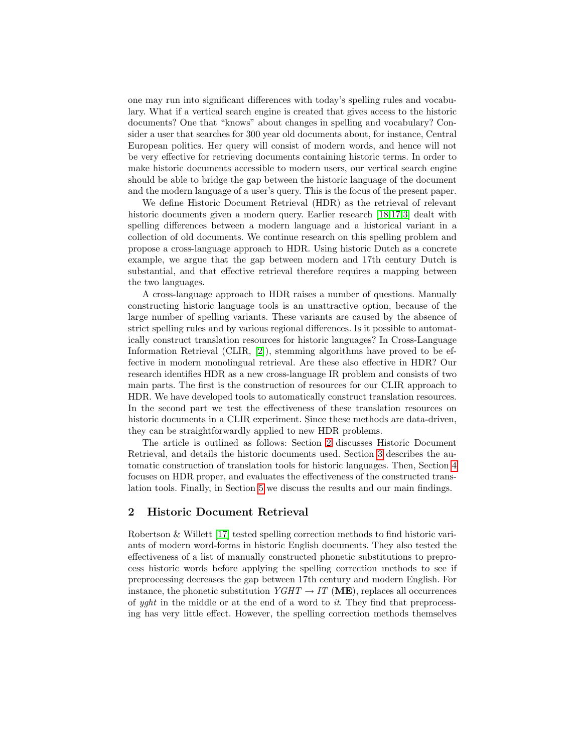one may run into significant differences with today's spelling rules and vocabulary. What if a vertical search engine is created that gives access to the historic documents? One that "knows" about changes in spelling and vocabulary? Consider a user that searches for 300 year old documents about, for instance, Central European politics. Her query will consist of modern words, and hence will not be very effective for retrieving documents containing historic terms. In order to make historic documents accessible to modern users, our vertical search engine should be able to bridge the gap between the historic language of the document and the modern language of a user's query. This is the focus of the present paper.

We define Historic Document Retrieval (HDR) as the retrieval of relevant historic documents given a modern query. Earlier research [18,17,3] dealt with spelling differences between a modern language and a historical variant in a collection of old documents. We continue research on this spelling problem and propose a cross-language approach to HDR. Using historic Dutch as a concrete example, we argue that the gap between modern and 17th century Dutch is substantial, and that effective retrieval therefore requires a mapping between the two languages.

A cross-language approach to HDR raises a number of questions. Manually constructing historic language tools is an unattractive option, because of the large number of spelling variants. These variants are caused by the absence of strict spelling rules and by various regional differences. Is it possible to automatically construct translation resources for historic languages? In Cross-Language Information Retrieval (CLIR, [2]), stemming algorithms have proved to be effective in modern monolingual retrieval. Are these also effective in HDR? Our research identifies HDR as a new cross-language IR problem and consists of two main parts. The first is the construction of resources for our CLIR approach to HDR. We have developed tools to automatically construct translation resources. In the second part we test the effectiveness of these translation resources on historic documents in a CLIR experiment. Since these methods are data-driven, they can be straightforwardly applied to new HDR problems.

The article is outlined as follows: Section 2 discusses Historic Document Retrieval, and details the historic documents used. Section 3 describes the automatic construction of translation tools for historic languages. Then, Section 4 focuses on HDR proper, and evaluates the effectiveness of the constructed translation tools. Finally, in Section 5 we discuss the results and our main findings.

## 2 Historic Document Retrieval

Robertson & Willett [17] tested spelling correction methods to find historic variants of modern word-forms in historic English documents. They also tested the effectiveness of a list of manually constructed phonetic substitutions to preprocess historic words before applying the spelling correction methods to see if preprocessing decreases the gap between 17th century and modern English. For instance, the phonetic substitution $YGHT \rightarrow IT$ (**ME**), replaces all occurrences of *yght* in the middle or at the end of a word to *it*. They find that preprocessing has very little effect. However, the spelling correction methods themselves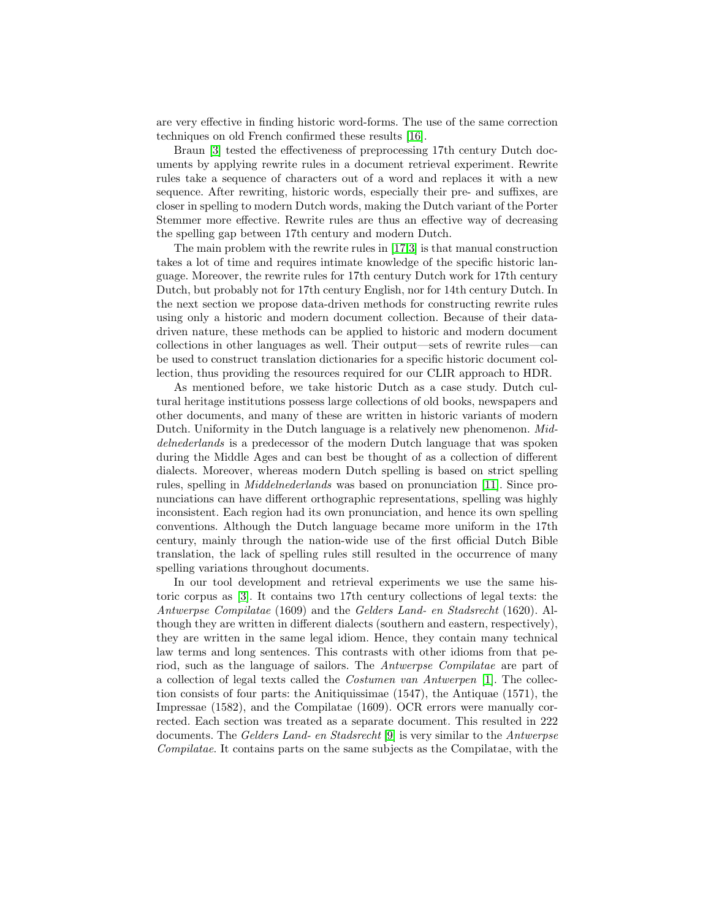are very effective in finding historic word-forms. The use of the same correction techniques on old French confirmed these results [16].

Braun [3] tested the effectiveness of preprocessing 17th century Dutch documents by applying rewrite rules in a document retrieval experiment. Rewrite rules take a sequence of characters out of a word and replaces it with a new sequence. After rewriting, historic words, especially their pre- and suffixes, are closer in spelling to modern Dutch words, making the Dutch variant of the Porter Stemmer more effective. Rewrite rules are thus an effective way of decreasing the spelling gap between 17th century and modern Dutch.

The main problem with the rewrite rules in [17,3] is that manual construction takes a lot of time and requires intimate knowledge of the specific historic language. Moreover, the rewrite rules for 17th century Dutch work for 17th century Dutch, but probably not for 17th century English, nor for 14th century Dutch. In the next section we propose data-driven methods for constructing rewrite rules using only a historic and modern document collection. Because of their data-driven nature, these methods can be applied to historic and modern document collections in other languages as well. Their output—sets of rewrite rules—can be used to construct translation dictionaries for a specific historic document collection, thus providing the resources required for our CLIR approach to HDR.

As mentioned before, we take historic Dutch as a case study. Dutch cultural heritage institutions possess large collections of old books, newspapers and other documents, and many of these are written in historic variants of modern Dutch. Uniformity in the Dutch language is a relatively new phenomenon. *Middelnederlands* is a predecessor of the modern Dutch language that was spoken during the Middle Ages and can best be thought of as a collection of different dialects. Moreover, whereas modern Dutch spelling is based on strict spelling rules, spelling in *Middelnederlands* was based on pronunciation [11]. Since pronunciations can have different orthographic representations, spelling was highly inconsistent. Each region had its own pronunciation, and hence its own spelling conventions. Although the Dutch language became more uniform in the 17th century, mainly through the nation-wide use of the first official Dutch Bible translation, the lack of spelling rules still resulted in the occurrence of many spelling variations throughout documents.

In our tool development and retrieval experiments we use the same historic corpus as [3]. It contains two 17th century collections of legal texts: the *Antwerpse Compilatae* (1609) and the *Gelders Land- en Stadsrecht* (1620). Although they are written in different dialects (southern and eastern, respectively), they are written in the same legal idiom. Hence, they contain many technical law terms and long sentences. This contrasts with other idioms from that period, such as the language of sailors. The *Antwerpse Compilatae* are part of a collection of legal texts called the *Costumen van Antwerpen* [1]. The collection consists of four parts: the Anitiquissimae (1547), the Antiquae (1571), the Impressae (1582), and the Compilatae (1609). OCR errors were manually corrected. Each section was treated as a separate document. This resulted in 222 documents. The *Gelders Land- en Stadsrecht* [9] is very similar to the *Antwerpse Compilatae*. It contains parts on the same subjects as the Compilatae, with the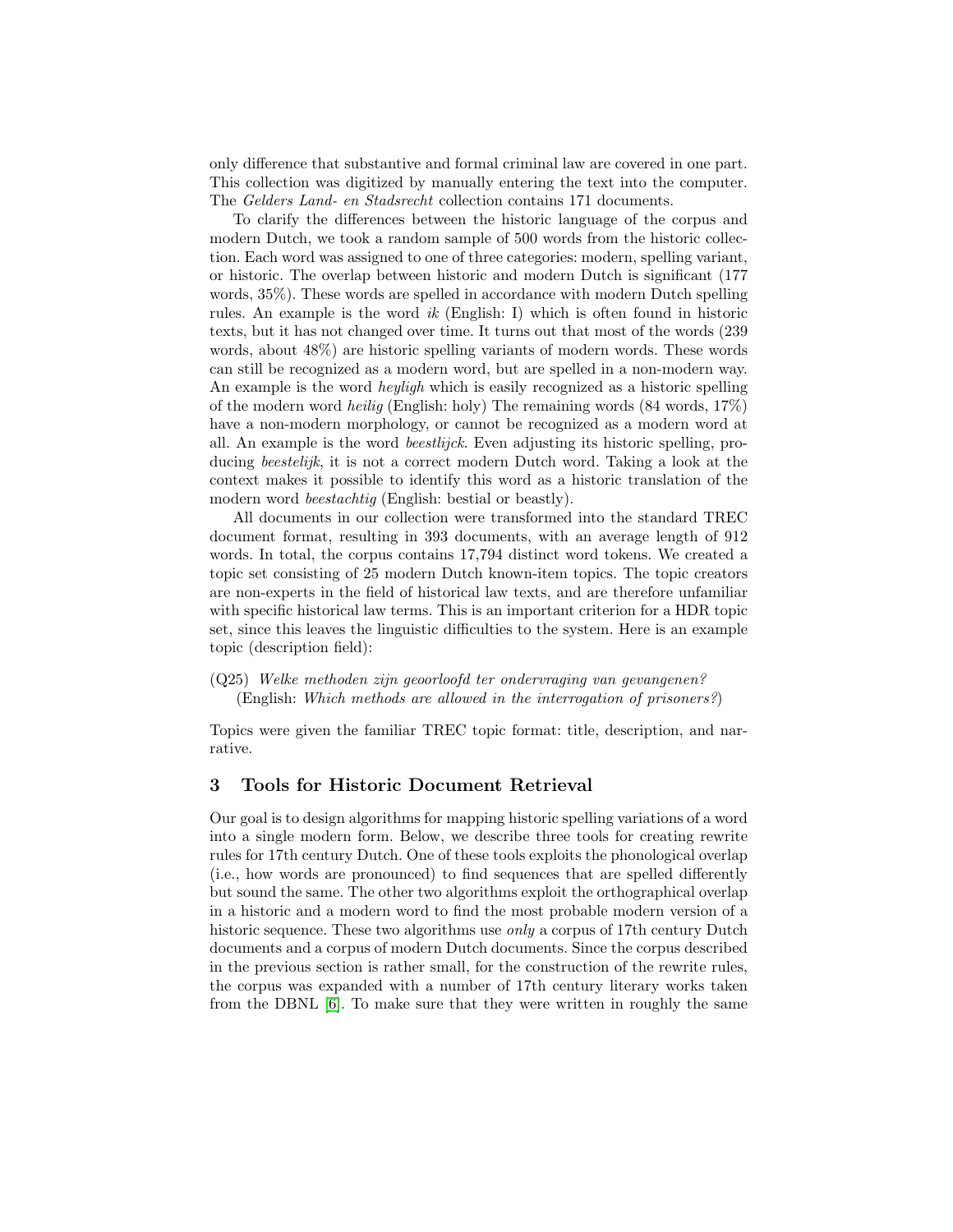only difference that substantive and formal criminal law are covered in one part. This collection was digitized by manually entering the text into the computer. The *Gelders Land- en Stadsrecht* collection contains 171 documents.

To clarify the differences between the historic language of the corpus and modern Dutch, we took a random sample of 500 words from the historic collection. Each word was assigned to one of three categories: modern, spelling variant, or historic. The overlap between historic and modern Dutch is significant (177 words, 35%). These words are spelled in accordance with modern Dutch spelling rules. An example is the word *ik* (English: I) which is often found in historic texts, but it has not changed over time. It turns out that most of the words (239 words, about 48%) are historic spelling variants of modern words. These words can still be recognized as a modern word, but are spelled in a non-modern way. An example is the word *heyligh* which is easily recognized as a historic spelling of the modern word *heilig* (English: holy) The remaining words (84 words, 17%) have a non-modern morphology, or cannot be recognized as a modern word at all. An example is the word *beestlijck*. Even adjusting its historic spelling, producing *beestelijk*, it is not a correct modern Dutch word. Taking a look at the context makes it possible to identify this word as a historic translation of the modern word *beestachtig* (English: bestial or beastly).

All documents in our collection were transformed into the standard TREC document format, resulting in 393 documents, with an average length of 912 words. In total, the corpus contains 17,794 distinct word tokens. We created a topic set consisting of 25 modern Dutch known-item topics. The topic creators are non-experts in the field of historical law texts, and are therefore unfamiliar with specific historical law terms. This is an important criterion for a HDR topic set, since this leaves the linguistic difficulties to the system. Here is an example topic (description field):

(Q25) *Welke methoden zijn geoorloofd ter ondervraging van gevangenen?*
(English: *Which methods are allowed in the interrogation of prisoners?*)

Topics were given the familiar TREC topic format: title, description, and narrative.

## 3 Tools for Historic Document Retrieval

Our goal is to design algorithms for mapping historic spelling variations of a word into a single modern form. Below, we describe three tools for creating rewrite rules for 17th century Dutch. One of these tools exploits the phonological overlap (i.e., how words are pronounced) to find sequences that are spelled differently but sound the same. The other two algorithms exploit the orthographical overlap in a historic and a modern word to find the most probable modern version of a historic sequence. These two algorithms use *only* a corpus of 17th century Dutch documents and a corpus of modern Dutch documents. Since the corpus described in the previous section is rather small, for the construction of the rewrite rules, the corpus was expanded with a number of 17th century literary works taken from the DBNL [6]. To make sure that they were written in roughly the same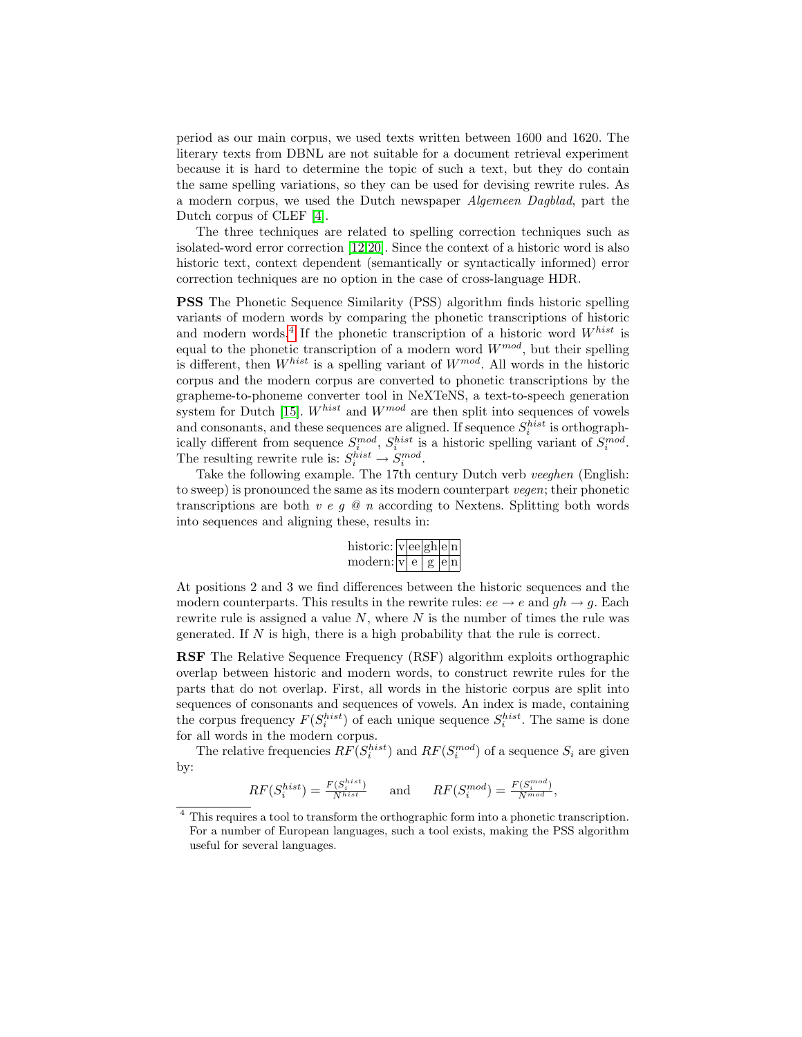period as our main corpus, we used texts written between 1600 and 1620. The literary texts from DBNL are not suitable for a document retrieval experiment because it is hard to determine the topic of such a text, but they do contain the same spelling variations, so they can be used for devising rewrite rules. As a modern corpus, we used the Dutch newspaper *Algemeen Dagblad*, part the Dutch corpus of CLEF [4].

The three techniques are related to spelling correction techniques such as isolated-word error correction [12,20]. Since the context of a historic word is also historic text, context dependent (semantically or syntactically informed) error correction techniques are no option in the case of cross-language HDR.

**PSS** The Phonetic Sequence Similarity (PSS) algorithm finds historic spelling variants of modern words by comparing the phonetic transcriptions of historic and modern words.[4] If the phonetic transcription of a historic word $W^{hist}$ is equal to the phonetic transcription of a modern word $W^{mod}$, but their spelling is different, then $W^{hist}$ is a spelling variant of $W^{mod}$. All words in the historic corpus and the modern corpus are converted to phonetic transcriptions by the grapheme-to-phoneme converter tool in NeXTeNS, a text-to-speech generation system for Dutch [15]. $W^{hist}$ and $W^{mod}$ are then split into sequences of vowels and consonants, and these sequences are aligned. If sequence $S_i^{hist}$ is orthographically different from sequence $S_i^{mod}$, $S_i^{hist}$ is a historic spelling variant of $S_i^{mod}$. The resulting rewrite rule is: $S_i^{hist} \rightarrow S_i^{mod}$.

Take the following example. The 17th century Dutch verb *veeghen* (English: to sweep) is pronounced the same as its modern counterpart *vegen*; their phonetic transcriptions are both *v e g @ n* according to Nextens. Splitting both words into sequences and aligning these, results in:

| | | | | | |
|---|---|---|---|---|---|
| historic: | v | ee | gh | e | n |
| modern: | v | e | g | e | n |

At positions 2 and 3 we find differences between the historic sequences and the modern counterparts. This results in the rewrite rules: $ee \rightarrow e$ and $gh \rightarrow g$. Each rewrite rule is assigned a value $N$, where $N$ is the number of times the rule was generated. If $N$ is high, there is a high probability that the rule is correct.

**RSF** The Relative Sequence Frequency (RSF) algorithm exploits orthographic overlap between historic and modern words, to construct rewrite rules for the parts that do not overlap. First, all words in the historic corpus are split into sequences of consonants and sequences of vowels. An index is made, containing the corpus frequency $F(S_i^{hist})$ of each unique sequence $S_i^{hist}$. The same is done for all words in the modern corpus.

The relative frequencies $RF(S_i^{hist})$ and $RF(S_i^{mod})$ of a sequence $S_i$ are given by:

$$RF(S_i^{hist}) = \frac{F(S_i^{hist})}{N^{hist}} \qquad \text{and} \qquad RF(S_i^{mod}) = \frac{F(S_i^{mod})}{N^{mod}},$$

[4] This requires a tool to transform the orthographic form into a phonetic transcription. For a number of European languages, such a tool exists, making the PSS algorithm useful for several languages.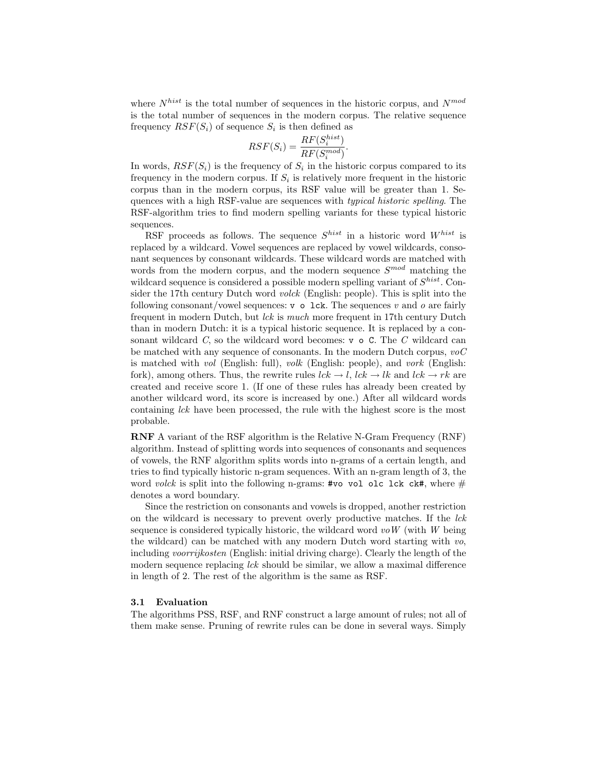where $N^{hist}$ is the total number of sequences in the historic corpus, and $N^{mod}$ is the total number of sequences in the modern corpus. The relative sequence frequency $RSF(S_i)$ of sequence $S_i$ is then defined as

$$RSF(S_i) = \frac{RF(S_i^{hist})}{RF(S_i^{mod})}.$$

In words, $RSF(S_i)$ is the frequency of $S_i$ in the historic corpus compared to its frequency in the modern corpus. If $S_i$ is relatively more frequent in the historic corpus than in the modern corpus, its RSF value will be greater than 1. Sequences with a high RSF-value are sequences with *typical historic spelling*. The RSF-algorithm tries to find modern spelling variants for these typical historic sequences.

RSF proceeds as follows. The sequence $S^{hist}$ in a historic word $W^{hist}$ is replaced by a wildcard. Vowel sequences are replaced by vowel wildcards, consonant sequences by consonant wildcards. These wildcard words are matched with words from the modern corpus, and the modern sequence $S^{mod}$ matching the wildcard sequence is considered a possible modern spelling variant of $S^{hist}$. Consider the 17th century Dutch word *volck* (English: people). This is split into the following consonant/vowel sequences: `v o lck`. The sequences *v* and *o* are fairly frequent in modern Dutch, but *lck* is *much* more frequent in 17th century Dutch than in modern Dutch: it is a typical historic sequence. It is replaced by a consonant wildcard *C*, so the wildcard word becomes: `v o C`. The *C* wildcard can be matched with any sequence of consonants. In the modern Dutch corpus, *voC* is matched with *vol* (English: full), *volk* (English: people), and *vork* (English: fork), among others. Thus, the rewrite rules $lck \rightarrow l$, $lck \rightarrow lk$ and $lck \rightarrow rk$ are created and receive score 1. (If one of these rules has already been created by another wildcard word, its score is increased by one.) After all wildcard words containing *lck* have been processed, the rule with the highest score is the most probable.

**RNF** A variant of the RSF algorithm is the Relative N-Gram Frequency (RNF) algorithm. Instead of splitting words into sequences of consonants and sequences of vowels, the RNF algorithm splits words into n-grams of a certain length, and tries to find typically historic n-gram sequences. With an n-gram length of 3, the word *volck* is split into the following n-grams: `#vo vol olc lck ck#`, where # denotes a word boundary.

Since the restriction on consonants and vowels is dropped, another restriction on the wildcard is necessary to prevent overly productive matches. If the *lck* sequence is considered typically historic, the wildcard word *voW* (with *W* being the wildcard) can be matched with any modern Dutch word starting with *vo*, including *voorrijkosten* (English: initial driving charge). Clearly the length of the modern sequence replacing *lck* should be similar, we allow a maximal difference in length of 2. The rest of the algorithm is the same as RSF.

### 3.1 Evaluation

The algorithms PSS, RSF, and RNF construct a large amount of rules; not all of them make sense. Pruning of rewrite rules can be done in several ways. Simply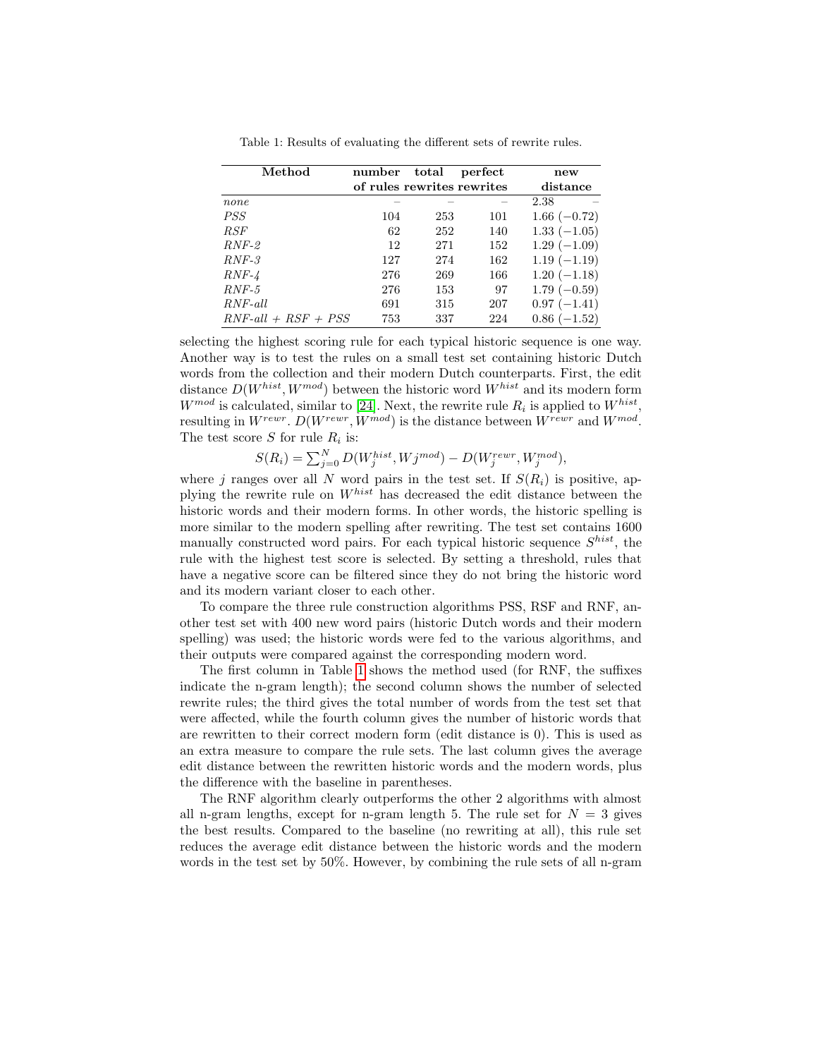Table 1: Results of evaluating the different sets of rewrite rules.

| **Method** | **number of rules** | **total rewrites** | **perfect rewrites** | **new distance** |
|---|---|---|---|---|
| *none* | – | – | – | 2.38 – |
| *PSS* | 104 | 253 | 101 | 1.66 (−0.72) |
| *RSF* | 62 | 252 | 140 | 1.33 (−1.05) |
| *RNF-2* | 12 | 271 | 152 | 1.29 (−1.09) |
| *RNF-3* | 127 | 274 | 162 | 1.19 (−1.19) |
| *RNF-4* | 276 | 269 | 166 | 1.20 (−1.18) |
| *RNF-5* | 276 | 153 | 97 | 1.79 (−0.59) |
| *RNF-all* | 691 | 315 | 207 | 0.97 (−1.41) |
| *RNF-all + RSF + PSS* | 753 | 337 | 224 | 0.86 (−1.52) |

selecting the highest scoring rule for each typical historic sequence is one way. Another way is to test the rules on a small test set containing historic Dutch words from the collection and their modern Dutch counterparts. First, the edit distance $D(W^{hist}, W^{mod})$ between the historic word $W^{hist}$ and its modern form $W^{mod}$ is calculated, similar to [24]. Next, the rewrite rule $R_i$ is applied to $W^{hist}$, resulting in $W^{rewr}$. $D(W^{rewr}, W^{mod})$ is the distance between $W^{rewr}$ and $W^{mod}$. The test score $S$ for rule $R_i$ is:

$$S(R_i) = \sum_{j=0}^{N} D(W_j^{hist}, Wj^{mod}) - D(W_j^{rewr}, W_j^{mod}),$$

where $j$ ranges over all $N$ word pairs in the test set. If $S(R_i)$ is positive, applying the rewrite rule on $W^{hist}$ has decreased the edit distance between the historic words and their modern forms. In other words, the historic spelling is more similar to the modern spelling after rewriting. The test set contains 1600 manually constructed word pairs. For each typical historic sequence $S^{hist}$, the rule with the highest test score is selected. By setting a threshold, rules that have a negative score can be filtered since they do not bring the historic word and its modern variant closer to each other.

To compare the three rule construction algorithms PSS, RSF and RNF, another test set with 400 new word pairs (historic Dutch words and their modern spelling) was used; the historic words were fed to the various algorithms, and their outputs were compared against the corresponding modern word.

The first column in Table 1 shows the method used (for RNF, the suffixes indicate the n-gram length); the second column shows the number of selected rewrite rules; the third gives the total number of words from the test set that were affected, while the fourth column gives the number of historic words that are rewritten to their correct modern form (edit distance is 0). This is used as an extra measure to compare the rule sets. The last column gives the average edit distance between the rewritten historic words and the modern words, plus the difference with the baseline in parentheses.

The RNF algorithm clearly outperforms the other 2 algorithms with almost all n-gram lengths, except for n-gram length 5. The rule set for $N = 3$ gives the best results. Compared to the baseline (no rewriting at all), this rule set reduces the average edit distance between the historic words and the modern words in the test set by 50%. However, by combining the rule sets of all n-gram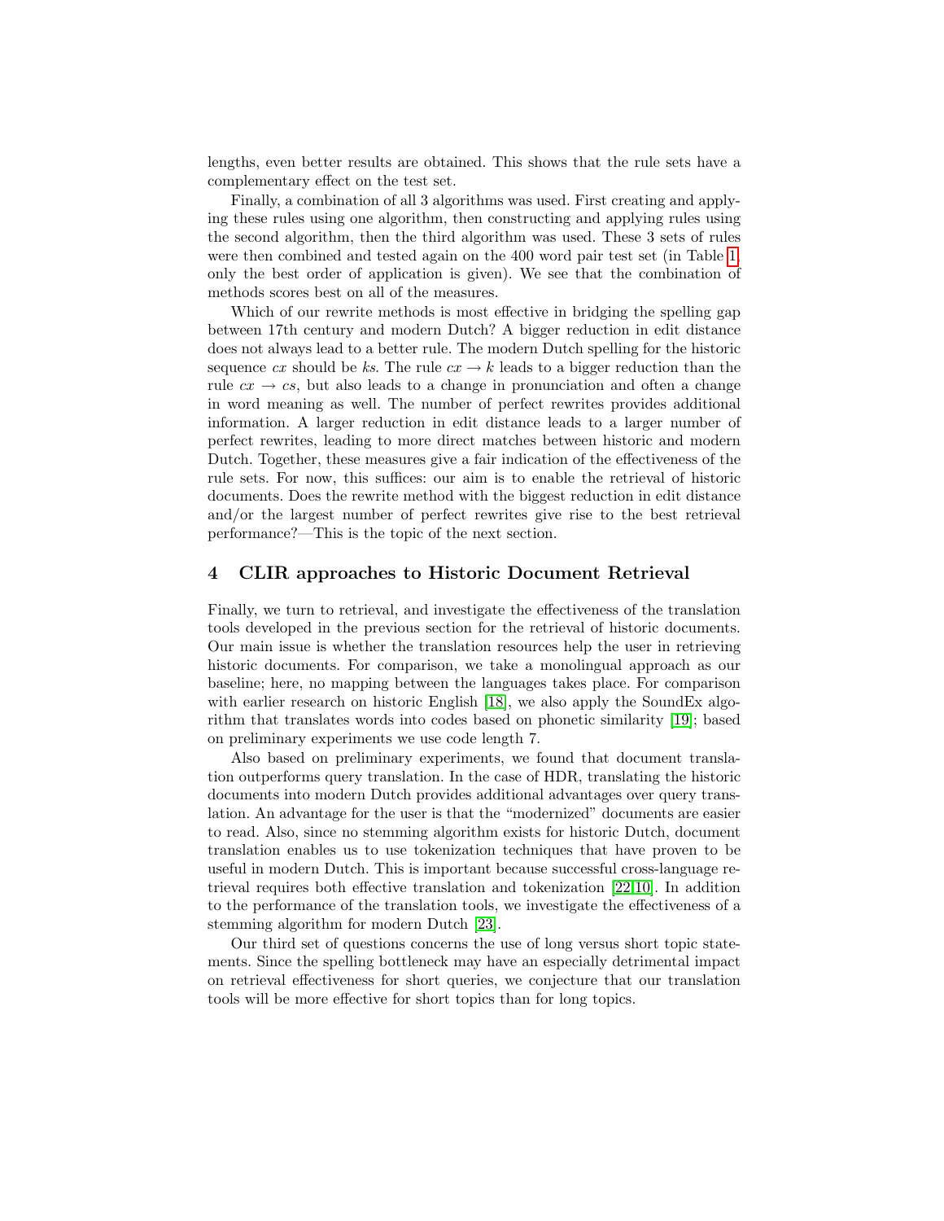lengths, even better results are obtained. This shows that the rule sets have a complementary effect on the test set.

Finally, a combination of all 3 algorithms was used. First creating and applying these rules using one algorithm, then constructing and applying rules using the second algorithm, then the third algorithm was used. These 3 sets of rules were then combined and tested again on the 400 word pair test set (in Table 1, only the best order of application is given). We see that the combination of methods scores best on all of the measures.

Which of our rewrite methods is most effective in bridging the spelling gap between 17th century and modern Dutch? A bigger reduction in edit distance does not always lead to a better rule. The modern Dutch spelling for the historic sequence *cx* should be *ks*. The rule $cx \rightarrow k$ leads to a bigger reduction than the rule $cx \rightarrow cs$, but also leads to a change in pronunciation and often a change in word meaning as well. The number of perfect rewrites provides additional information. A larger reduction in edit distance leads to a larger number of perfect rewrites, leading to more direct matches between historic and modern Dutch. Together, these measures give a fair indication of the effectiveness of the rule sets. For now, this suffices: our aim is to enable the retrieval of historic documents. Does the rewrite method with the biggest reduction in edit distance and/or the largest number of perfect rewrites give rise to the best retrieval performance?—This is the topic of the next section.

## 4 CLIR approaches to Historic Document Retrieval

Finally, we turn to retrieval, and investigate the effectiveness of the translation tools developed in the previous section for the retrieval of historic documents. Our main issue is whether the translation resources help the user in retrieving historic documents. For comparison, we take a monolingual approach as our baseline; here, no mapping between the languages takes place. For comparison with earlier research on historic English [18], we also apply the SoundEx algorithm that translates words into codes based on phonetic similarity [19]; based on preliminary experiments we use code length 7.

Also based on preliminary experiments, we found that document translation outperforms query translation. In the case of HDR, translating the historic documents into modern Dutch provides additional advantages over query translation. An advantage for the user is that the "modernized" documents are easier to read. Also, since no stemming algorithm exists for historic Dutch, document translation enables us to use tokenization techniques that have proven to be useful in modern Dutch. This is important because successful cross-language retrieval requires both effective translation and tokenization [22,10]. In addition to the performance of the translation tools, we investigate the effectiveness of a stemming algorithm for modern Dutch [23].

Our third set of questions concerns the use of long versus short topic statements. Since the spelling bottleneck may have an especially detrimental impact on retrieval effectiveness for short queries, we conjecture that our translation tools will be more effective for short topics than for long topics.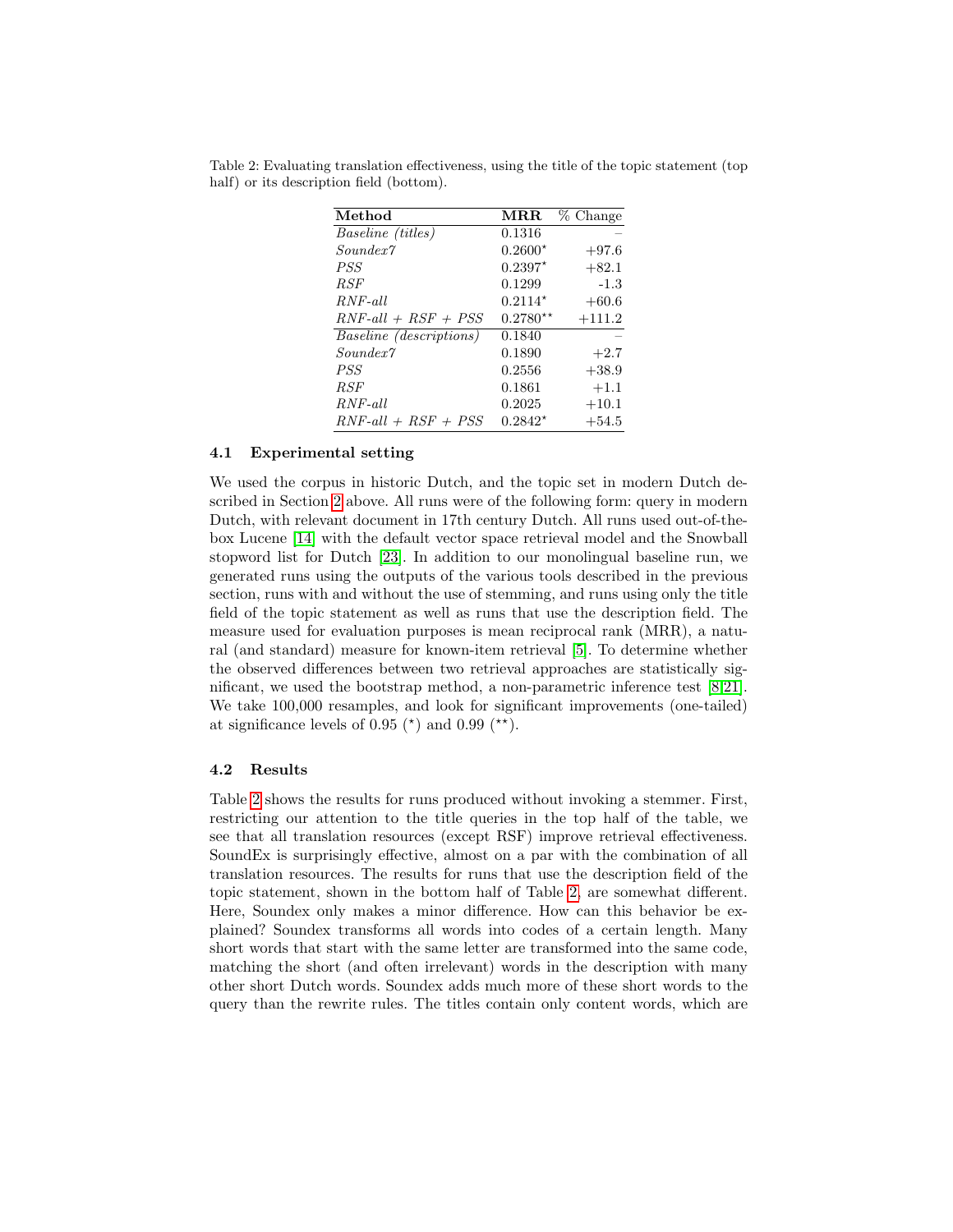Table 2: Evaluating translation effectiveness, using the title of the topic statement (top half) or its description field (bottom).

| Method | MRR | % Change |
|---|---|---|
| *Baseline (titles)* | 0.1316 | – |
| *Soundex7* | 0.2600$^{\star}$ | +97.6 |
| *PSS* | 0.2397$^{\star}$ | +82.1 |
| *RSF* | 0.1299 | -1.3 |
| *RNF-all* | 0.2114$^{\star}$ | +60.6 |
| *RNF-all + RSF + PSS* | 0.2780$^{\star\star}$ | +111.2 |
| *Baseline (descriptions)* | 0.1840 | – |
| *Soundex7* | 0.1890 | +2.7 |
| *PSS* | 0.2556 | +38.9 |
| *RSF* | 0.1861 | +1.1 |
| *RNF-all* | 0.2025 | +10.1 |
| *RNF-all + RSF + PSS* | 0.2842$^{\star}$ | +54.5 |

### 4.1 Experimental setting

We used the corpus in historic Dutch, and the topic set in modern Dutch described in Section 2 above. All runs were of the following form: query in modern Dutch, with relevant document in 17th century Dutch. All runs used out-of-the-box Lucene [14] with the default vector space retrieval model and the Snowball stopword list for Dutch [23]. In addition to our monolingual baseline run, we generated runs using the outputs of the various tools described in the previous section, runs with and without the use of stemming, and runs using only the title field of the topic statement as well as runs that use the description field. The measure used for evaluation purposes is mean reciprocal rank (MRR), a natural (and standard) measure for known-item retrieval [5]. To determine whether the observed differences between two retrieval approaches are statistically significant, we used the bootstrap method, a non-parametric inference test [8,21]. We take 100,000 resamples, and look for significant improvements (one-tailed) at significance levels of 0.95 ($^{\star}$) and 0.99 ($^{\star\star}$).

### 4.2 Results

Table 2 shows the results for runs produced without invoking a stemmer. First, restricting our attention to the title queries in the top half of the table, we see that all translation resources (except RSF) improve retrieval effectiveness. SoundEx is surprisingly effective, almost on a par with the combination of all translation resources. The results for runs that use the description field of the topic statement, shown in the bottom half of Table 2, are somewhat different. Here, Soundex only makes a minor difference. How can this behavior be explained? Soundex transforms all words into codes of a certain length. Many short words that start with the same letter are transformed into the same code, matching the short (and often irrelevant) words in the description with many other short Dutch words. Soundex adds much more of these short words to the query than the rewrite rules. The titles contain only content words, which are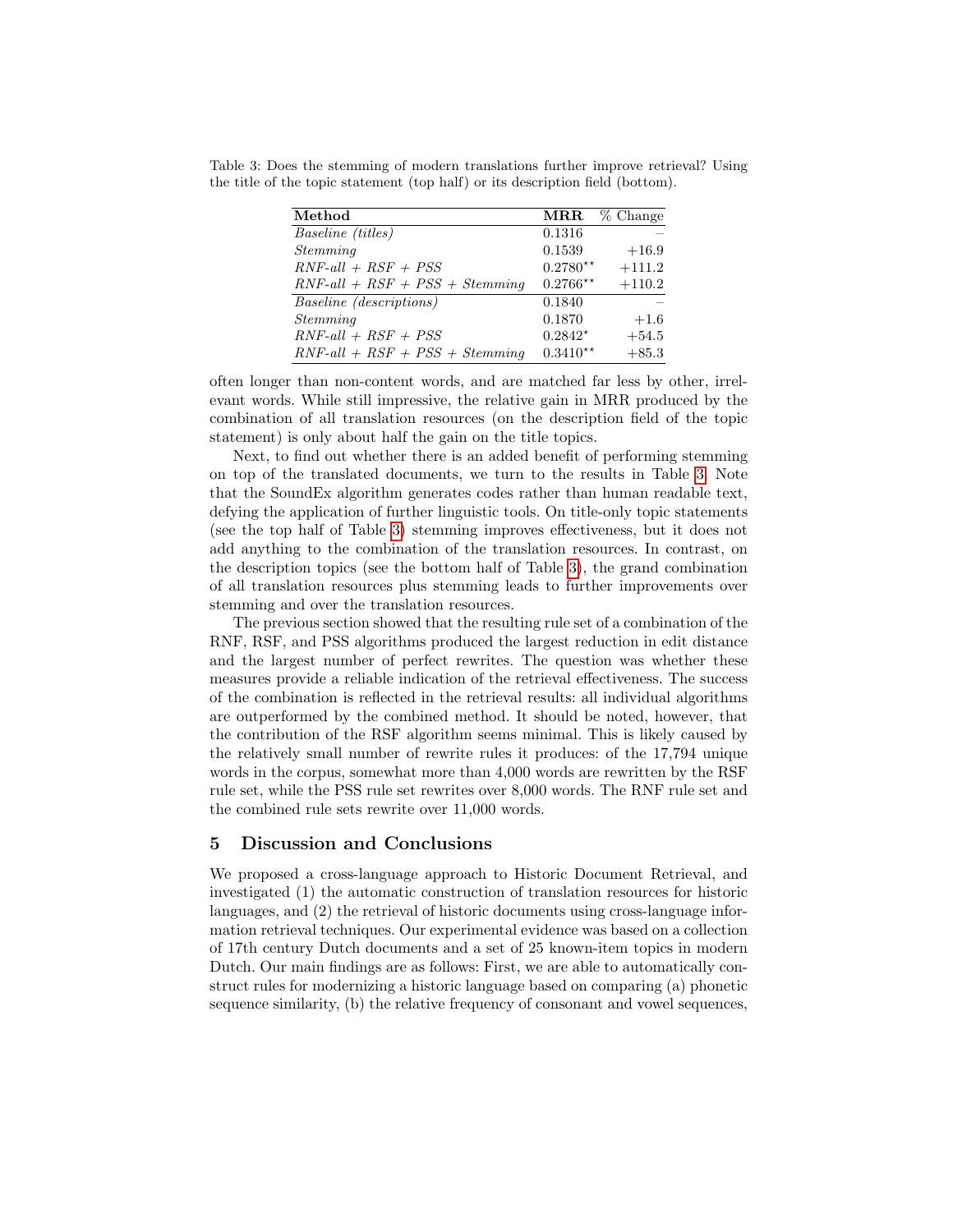Table 3: Does the stemming of modern translations further improve retrieval? Using the title of the topic statement (top half) or its description field (bottom).

| **Method** | **MRR** | % Change |
|---|---|---|
| *Baseline (titles)* | 0.1316 | – |
| *Stemming* | 0.1539 | +16.9 |
| *RNF-all + RSF + PSS* | $0.2780^{\star\star}$ | +111.2 |
| *RNF-all + RSF + PSS + Stemming* | $0.2766^{\star\star}$ | +110.2 |
| *Baseline (descriptions)* | 0.1840 | – |
| *Stemming* | 0.1870 | +1.6 |
| *RNF-all + RSF + PSS* | $0.2842^{\star}$ | +54.5 |
| *RNF-all + RSF + PSS + Stemming* | $0.3410^{\star\star}$ | +85.3 |

often longer than non-content words, and are matched far less by other, irrelevant words. While still impressive, the relative gain in MRR produced by the combination of all translation resources (on the description field of the topic statement) is only about half the gain on the title topics.

Next, to find out whether there is an added benefit of performing stemming on top of the translated documents, we turn to the results in Table 3. Note that the SoundEx algorithm generates codes rather than human readable text, defying the application of further linguistic tools. On title-only topic statements (see the top half of Table 3) stemming improves effectiveness, but it does not add anything to the combination of the translation resources. In contrast, on the description topics (see the bottom half of Table 3), the grand combination of all translation resources plus stemming leads to further improvements over stemming and over the translation resources.

The previous section showed that the resulting rule set of a combination of the RNF, RSF, and PSS algorithms produced the largest reduction in edit distance and the largest number of perfect rewrites. The question was whether these measures provide a reliable indication of the retrieval effectiveness. The success of the combination is reflected in the retrieval results: all individual algorithms are outperformed by the combined method. It should be noted, however, that the contribution of the RSF algorithm seems minimal. This is likely caused by the relatively small number of rewrite rules it produces: of the 17,794 unique words in the corpus, somewhat more than 4,000 words are rewritten by the RSF rule set, while the PSS rule set rewrites over 8,000 words. The RNF rule set and the combined rule sets rewrite over 11,000 words.

## 5 Discussion and Conclusions

We proposed a cross-language approach to Historic Document Retrieval, and investigated (1) the automatic construction of translation resources for historic languages, and (2) the retrieval of historic documents using cross-language information retrieval techniques. Our experimental evidence was based on a collection of 17th century Dutch documents and a set of 25 known-item topics in modern Dutch. Our main findings are as follows: First, we are able to automatically construct rules for modernizing a historic language based on comparing (a) phonetic sequence similarity, (b) the relative frequency of consonant and vowel sequences,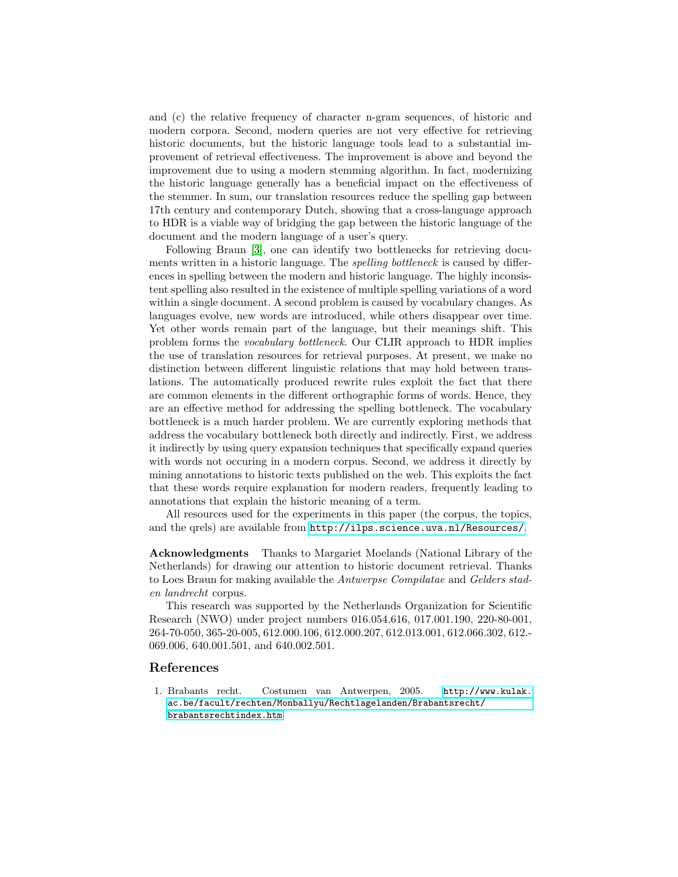and (c) the relative frequency of character n-gram sequences, of historic and modern corpora. Second, modern queries are not very effective for retrieving historic documents, but the historic language tools lead to a substantial improvement of retrieval effectiveness. The improvement is above and beyond the improvement due to using a modern stemming algorithm. In fact, modernizing the historic language generally has a beneficial impact on the effectiveness of the stemmer. In sum, our translation resources reduce the spelling gap between 17th century and contemporary Dutch, showing that a cross-language approach to HDR is a viable way of bridging the gap between the historic language of the document and the modern language of a user's query.

Following Braun [3], one can identify two bottlenecks for retrieving documents written in a historic language. The *spelling bottleneck* is caused by differences in spelling between the modern and historic language. The highly inconsistent spelling also resulted in the existence of multiple spelling variations of a word within a single document. A second problem is caused by vocabulary changes. As languages evolve, new words are introduced, while others disappear over time. Yet other words remain part of the language, but their meanings shift. This problem forms the *vocabulary bottleneck*. Our CLIR approach to HDR implies the use of translation resources for retrieval purposes. At present, we make no distinction between different linguistic relations that may hold between translations. The automatically produced rewrite rules exploit the fact that there are common elements in the different orthographic forms of words. Hence, they are an effective method for addressing the spelling bottleneck. The vocabulary bottleneck is a much harder problem. We are currently exploring methods that address the vocabulary bottleneck both directly and indirectly. First, we address it indirectly by using query expansion techniques that specifically expand queries with words not occuring in a modern corpus. Second, we address it directly by mining annotations to historic texts published on the web. This exploits the fact that these words require explanation for modern readers, frequently leading to annotations that explain the historic meaning of a term.

All resources used for the experiments in this paper (the corpus, the topics, and the qrels) are available from `http://ilps.science.uva.nl/Resources/`.

**Acknowledgments** Thanks to Margariet Moelands (National Library of the Netherlands) for drawing our attention to historic document retrieval. Thanks to Loes Braun for making available the *Antwerpse Compilatae* and *Gelders staden landrecht* corpus.

This research was supported by the Netherlands Organization for Scientific Research (NWO) under project numbers 016.054.616, 017.001.190, 220-80-001, 264-70-050, 365-20-005, 612.000.106, 612.000.207, 612.013.001, 612.066.302, 612.-069.006, 640.001.501, and 640.002.501.

## References

1. Brabants recht. Costumen van Antwerpen, 2005. `http://www.kulak.ac.be/facult/rechten/Monballyu/Rechtlagelanden/Brabantsrecht/brabantsrechtindex.htm`.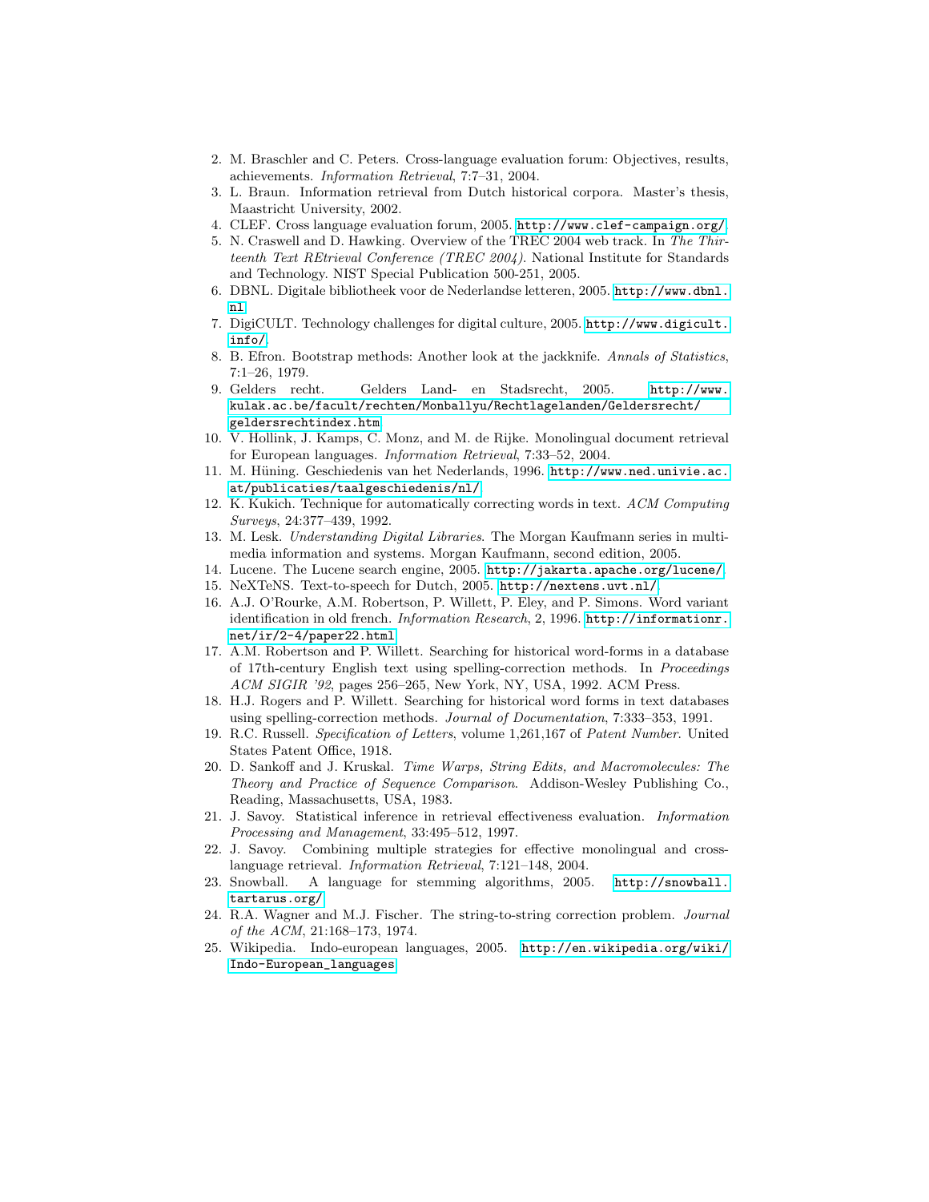2. M. Braschler and C. Peters. Cross-language evaluation forum: Objectives, results, achievements. *Information Retrieval*, 7:7–31, 2004.
3. L. Braun. Information retrieval from Dutch historical corpora. Master's thesis, Maastricht University, 2002.
4. CLEF. Cross language evaluation forum, 2005. http://www.clef-campaign.org/
5. N. Craswell and D. Hawking. Overview of the TREC 2004 web track. In *The Thirteenth Text REtrieval Conference (TREC 2004)*. National Institute for Standards and Technology. NIST Special Publication 500-251, 2005.
6. DBNL. Digitale bibliotheek voor de Nederlandse letteren, 2005. http://www.dbnl.nl
7. DigiCULT. Technology challenges for digital culture, 2005. http://www.digicult.info/.
8. B. Efron. Bootstrap methods: Another look at the jackknife. *Annals of Statistics*, 7:1–26, 1979.
9. Gelders recht. Gelders Land- en Stadsrecht, 2005. http://www.kulak.ac.be/facult/rechten/Monballyu/Rechtlagelanden/Geldersrecht/geldersrechtindex.htm
10. V. Hollink, J. Kamps, C. Monz, and M. de Rijke. Monolingual document retrieval for European languages. *Information Retrieval*, 7:33–52, 2004.
11. M. Hüning. Geschiedenis van het Nederlands, 1996. http://www.ned.univie.ac.at/publicaties/taalgeschiedenis/nl/
12. K. Kukich. Technique for automatically correcting words in text. *ACM Computing Surveys*, 24:377–439, 1992.
13. M. Lesk. *Understanding Digital Libraries*. The Morgan Kaufmann series in multimedia information and systems. Morgan Kaufmann, second edition, 2005.
14. Lucene. The Lucene search engine, 2005. http://jakarta.apache.org/lucene/
15. NeXTeNS. Text-to-speech for Dutch, 2005. http://nextens.uvt.nl/
16. A.J. O'Rourke, A.M. Robertson, P. Willett, P. Eley, and P. Simons. Word variant identification in old french. *Information Research*, 2, 1996. http://informationr.net/ir/2-4/paper22.html
17. A.M. Robertson and P. Willett. Searching for historical word-forms in a database of 17th-century English text using spelling-correction methods. In *Proceedings ACM SIGIR '92*, pages 256–265, New York, NY, USA, 1992. ACM Press.
18. H.J. Rogers and P. Willett. Searching for historical word forms in text databases using spelling-correction methods. *Journal of Documentation*, 7:333–353, 1991.
19. R.C. Russell. *Specification of Letters*, volume 1,261,167 of *Patent Number*. United States Patent Office, 1918.
20. D. Sankoff and J. Kruskal. *Time Warps, String Edits, and Macromolecules: The Theory and Practice of Sequence Comparison*. Addison-Wesley Publishing Co., Reading, Massachusetts, USA, 1983.
21. J. Savoy. Statistical inference in retrieval effectiveness evaluation. *Information Processing and Management*, 33:495–512, 1997.
22. J. Savoy. Combining multiple strategies for effective monolingual and cross-language retrieval. *Information Retrieval*, 7:121–148, 2004.
23. Snowball. A language for stemming algorithms, 2005. http://snowball.tartarus.org/
24. R.A. Wagner and M.J. Fischer. The string-to-string correction problem. *Journal of the ACM*, 21:168–173, 1974.
25. Wikipedia. Indo-european languages, 2005. http://en.wikipedia.org/wiki/Indo-European_languages